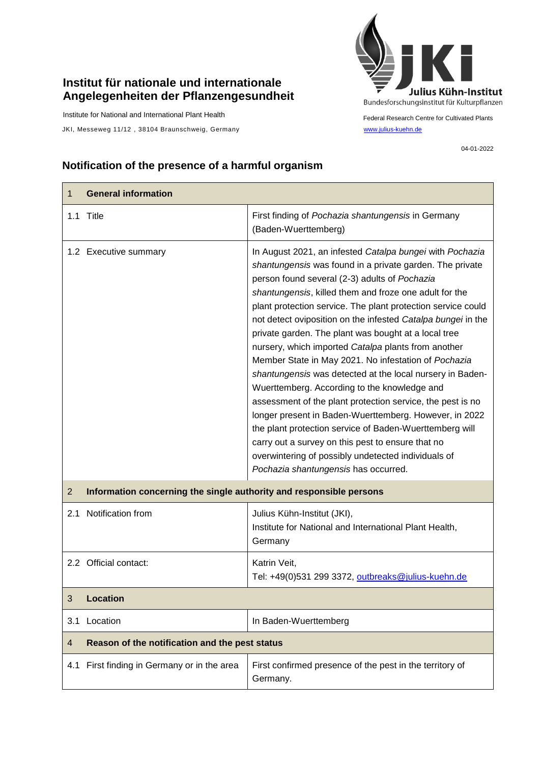**Institut für nationale und internationale Angelegenheiten der Pflanzengesundheit**

Institute for National and International Plant Health

JKI, Messeweg 11/12 , 38104 Braunschweig, Germany

Julius Kühn-Institut
Bundesforschungsinstitut für Kulturpflanzen

Federal Research Centre for Cultivated Plants
www.julius-kuehn.de

04-01-2022

## Notification of the presence of a harmful organism

| 1 **General information** | |
|---|---|
| 1.1 Title | First finding of *Pochazia shantungensis* in Germany (Baden-Wuerttemberg) |
| 1.2 Executive summary | In August 2021, an infested *Catalpa bungei* with *Pochazia shantungensis* was found in a private garden. The private person found several (2-3) adults of *Pochazia shantungensis*, killed them and froze one adult for the plant protection service. The plant protection service could not detect oviposition on the infested *Catalpa bungei* in the private garden. The plant was bought at a local tree nursery, which imported *Catalpa* plants from another Member State in May 2021. No infestation of *Pochazia shantungensis* was detected at the local nursery in Baden-Wuerttemberg. According to the knowledge and assessment of the plant protection service, the pest is no longer present in Baden-Wuerttemberg. However, in 2022 the plant protection service of Baden-Wuerttemberg will carry out a survey on this pest to ensure that no overwintering of possibly undetected individuals of *Pochazia shantungensis* has occurred. |
| 2 **Information concerning the single authority and responsible persons** | |
| 2.1 Notification from | Julius Kühn-Institut (JKI),<br>Institute for National and International Plant Health, Germany |
| 2.2 Official contact: | Katrin Veit,<br>Tel: +49(0)531 299 3372, outbreaks@julius-kuehn.de |
| 3 **Location** | |
| 3.1 Location | In Baden-Wuerttemberg |
| 4 **Reason of the notification and the pest status** | |
| 4.1 First finding in Germany or in the area | First confirmed presence of the pest in the territory of Germany. |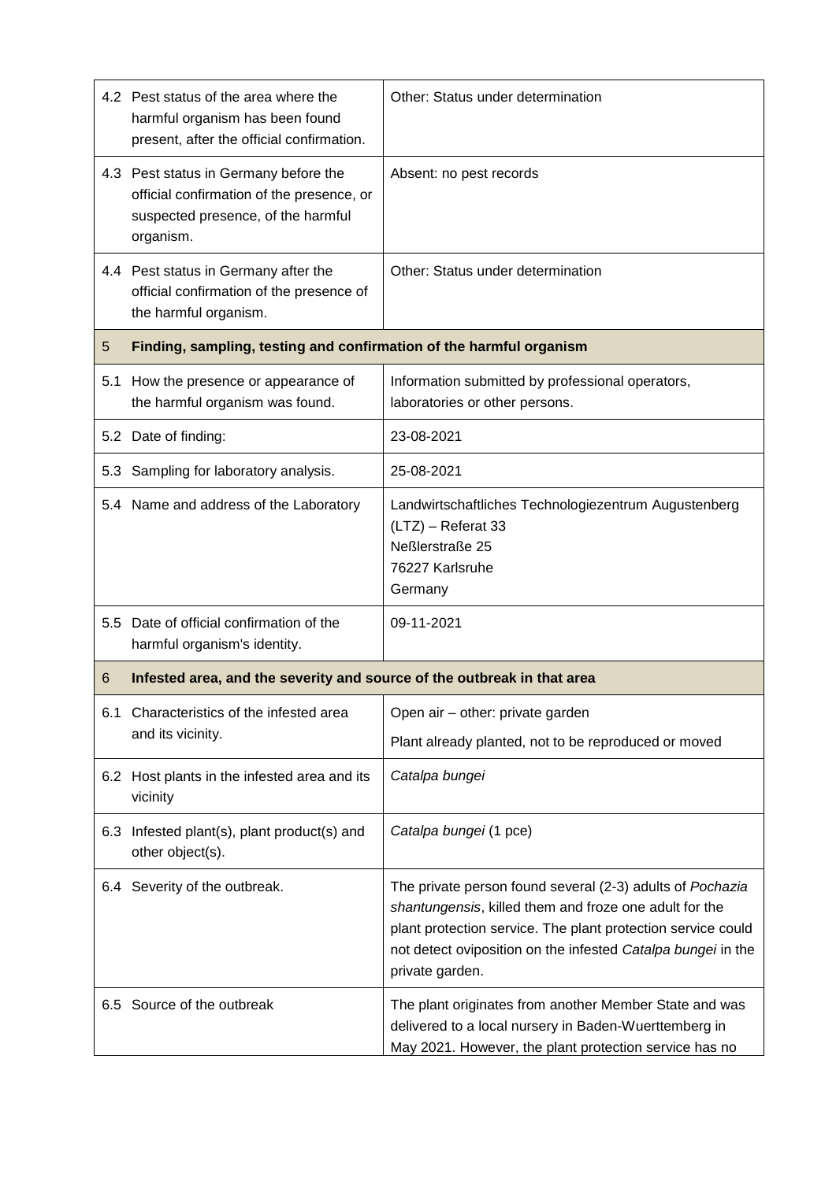| | | |
|---|---|---|
| 4.2 | Pest status of the area where the harmful organism has been found present, after the official confirmation. | Other: Status under determination |
| 4.3 | Pest status in Germany before the official confirmation of the presence, or suspected presence, of the harmful organism. | Absent: no pest records |
| 4.4 | Pest status in Germany after the official confirmation of the presence of the harmful organism. | Other: Status under determination |
| **5** | **Finding, sampling, testing and confirmation of the harmful organism** | |
| 5.1 | How the presence or appearance of the harmful organism was found. | Information submitted by professional operators, laboratories or other persons. |
| 5.2 | Date of finding: | 23-08-2021 |
| 5.3 | Sampling for laboratory analysis. | 25-08-2021 |
| 5.4 | Name and address of the Laboratory | Landwirtschaftliches Technologiezentrum Augustenberg (LTZ) – Referat 33<br>Neßlerstraße 25<br>76227 Karlsruhe<br>Germany |
| 5.5 | Date of official confirmation of the harmful organism's identity. | 09-11-2021 |
| **6** | **Infested area, and the severity and source of the outbreak in that area** | |
| 6.1 | Characteristics of the infested area and its vicinity. | Open air – other: private garden<br>Plant already planted, not to be reproduced or moved |
| 6.2 | Host plants in the infested area and its vicinity | *Catalpa bungei* |
| 6.3 | Infested plant(s), plant product(s) and other object(s). | *Catalpa bungei* (1 pce) |
| 6.4 | Severity of the outbreak. | The private person found several (2-3) adults of *Pochazia shantungensis*, killed them and froze one adult for the plant protection service. The plant protection service could not detect oviposition on the infested *Catalpa bungei* in the private garden. |
| 6.5 | Source of the outbreak | The plant originates from another Member State and was delivered to a local nursery in Baden-Wuerttemberg in May 2021. However, the plant protection service has no |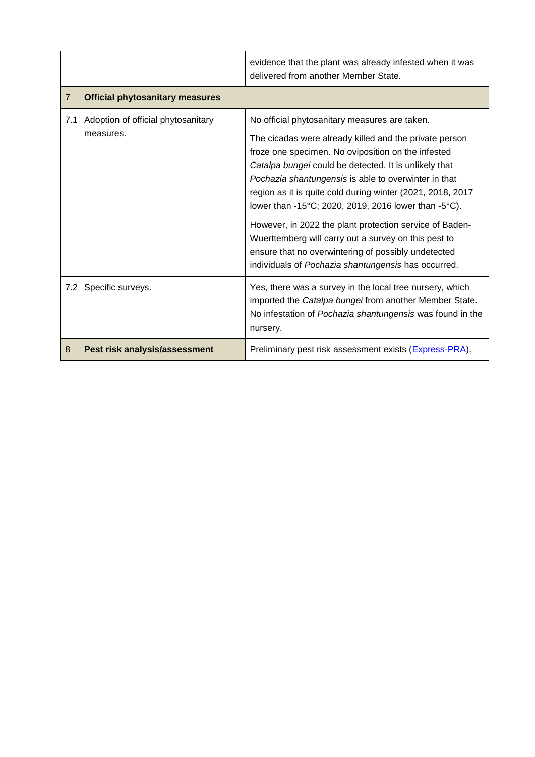| | |
|---|---|
| | evidence that the plant was already infested when it was delivered from another Member State. |
| 7 **Official phytosanitary measures** | |
| 7.1 Adoption of official phytosanitary measures. | No official phytosanitary measures are taken.<br><br>The cicadas were already killed and the private person froze one specimen. No oviposition on the infested *Catalpa bungei* could be detected. It is unlikely that *Pochazia shantungensis* is able to overwinter in that region as it is quite cold during winter (2021, 2018, 2017 lower than -15°C; 2020, 2019, 2016 lower than -5°C).<br><br>However, in 2022 the plant protection service of Baden-Wuerttemberg will carry out a survey on this pest to ensure that no overwintering of possibly undetected individuals of *Pochazia shantungensis* has occurred. |
| 7.2 Specific surveys. | Yes, there was a survey in the local tree nursery, which imported the *Catalpa bungei* from another Member State. No infestation of *Pochazia shantungensis* was found in the nursery. |
| 8 **Pest risk analysis/assessment** | Preliminary pest risk assessment exists (Express-PRA). |